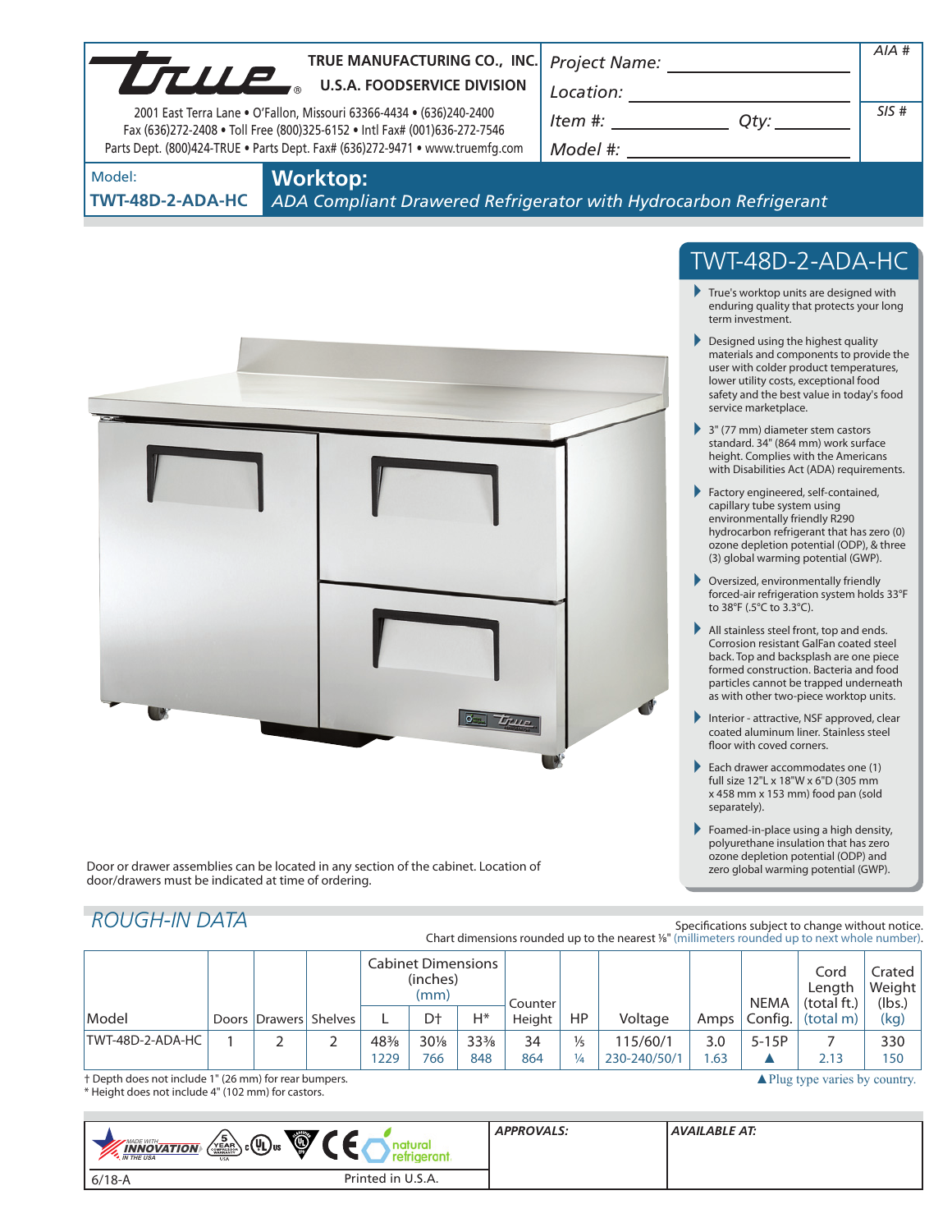**TRUE MANUFACTURING CO., INC.**
**U.S.A. FOODSERVICE DIVISION**

2001 East Terra Lane • O'Fallon, Missouri 63366-4434 • (636)240-2400
Fax (636)272-2408 • Toll Free (800)325-6152 • Intl Fax# (001)636-272-7546
Parts Dept. (800)424-TRUE • Parts Dept. Fax# (636)272-9471 • www.truemfg.com

Project Name: ____________________
Location: ____________________
Item #: __________ Qty: __________
Model #: ____________________

AIA #

SIS #

Model: **TWT-48D-2-ADA-HC**

# Worktop:

*ADA Compliant Drawered Refrigerator with Hydrocarbon Refrigerant*

## TWT-48D-2-ADA-HC

- True's worktop units are designed with enduring quality that protects your long term investment.
- Designed using the highest quality materials and components to provide the user with colder product temperatures, lower utility costs, exceptional food safety and the best value in today's food service marketplace.
- 3" (77 mm) diameter stem castors standard. 34" (864 mm) work surface height. Complies with the Americans with Disabilities Act (ADA) requirements.
- Factory engineered, self-contained, capillary tube system using environmentally friendly R290 hydrocarbon refrigerant that has zero (0) ozone depletion potential (ODP), & three (3) global warming potential (GWP).
- Oversized, environmentally friendly forced-air refrigeration system holds 33°F to 38°F (.5°C to 3.3°C).
- All stainless steel front, top and ends. Corrosion resistant GalFan coated steel back. Top and backsplash are one piece formed construction. Bacteria and food particles cannot be trapped underneath as with other two-piece worktop units.
- Interior - attractive, NSF approved, clear coated aluminum liner. Stainless steel floor with coved corners.
- Each drawer accommodates one (1) full size 12"L x 18"W x 6"D (305 mm x 458 mm x 153 mm) food pan (sold separately).
- Foamed-in-place using a high density, polyurethane insulation that has zero ozone depletion potential (ODP) and zero global warming potential (GWP).

Door or drawer assemblies can be located in any section of the cabinet. Location of door/drawers must be indicated at time of ordering.

## ROUGH-IN DATA

Specifications subject to change without notice.
Chart dimensions rounded up to the nearest ⅛" (millimeters rounded up to next whole number).

| Model | Doors | Drawers | Shelves | Cabinet Dimensions (inches) (mm) L | D† | H* | Counter Height | HP | Voltage | Amps | NEMA Config. | Cord Length (total ft.) (total m) | Crated Weight (lbs.) (kg) |
|---|---|---|---|---|---|---|---|---|---|---|---|---|---|
| TWT-48D-2-ADA-HC | 1 | 2 | 2 | 48⅜<br>1229 | 30⅛<br>766 | 33⅜<br>848 | 34<br>864 | ⅓<br>¼ | 115/60/1<br>230-240/50/1 | 3.0<br>1.63 | 5-15P<br>▲ | 7<br>2.13 | 330<br>150 |

† Depth does not include 1" (26 mm) for rear bumpers.
\* Height does not include 4" (102 mm) for castors.

▲Plug type varies by country.

APPROVALS:

AVAILABLE AT:

6/18-A

Printed in U.S.A.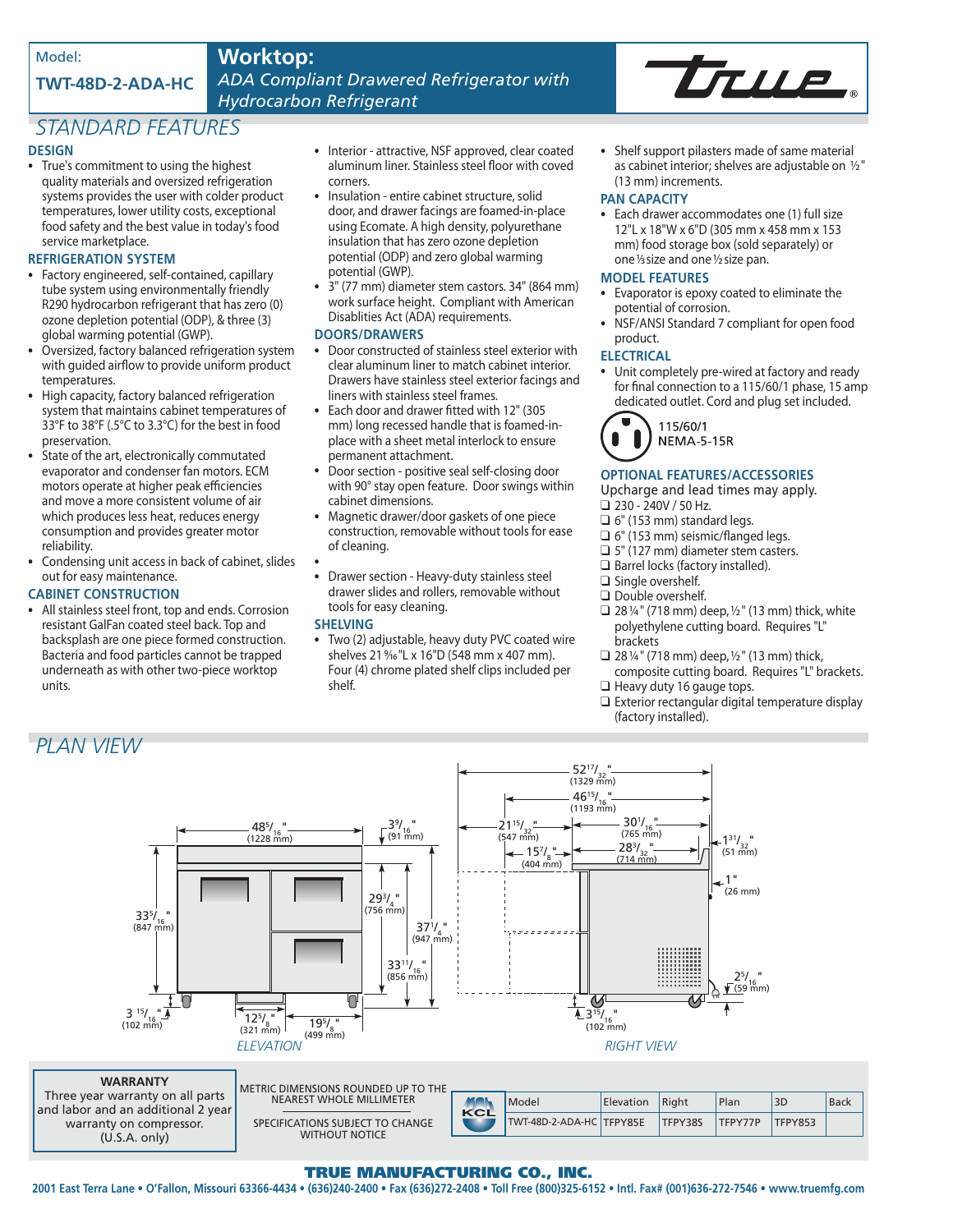Model:

**TWT-48D-2-ADA-HC**

# Worktop:

*ADA Compliant Drawered Refrigerator with Hydrocarbon Refrigerant*

## STANDARD FEATURES

### DESIGN

- True's commitment to using the highest quality materials and oversized refrigeration systems provides the user with colder product temperatures, lower utility costs, exceptional food safety and the best value in today's food service marketplace.

### REFRIGERATION SYSTEM

- Factory engineered, self-contained, capillary tube system using environmentally friendly R290 hydrocarbon refrigerant that has zero (0) ozone depletion potential (ODP), & three (3) global warming potential (GWP).
- Oversized, factory balanced refrigeration system with guided airflow to provide uniform product temperatures.
- High capacity, factory balanced refrigeration system that maintains cabinet temperatures of 33°F to 38°F (.5°C to 3.3°C) for the best in food preservation.
- State of the art, electronically commutated evaporator and condenser fan motors. ECM motors operate at higher peak efficiencies and move a more consistent volume of air which produces less heat, reduces energy consumption and provides greater motor reliability.
- Condensing unit access in back of cabinet, slides out for easy maintenance.

### CABINET CONSTRUCTION

- All stainless steel front, top and ends. Corrosion resistant GalFan coated steel back. Top and backsplash are one piece formed construction. Bacteria and food particles cannot be trapped underneath as with other two-piece worktop units.
- Interior - attractive, NSF approved, clear coated aluminum liner. Stainless steel floor with coved corners.
- Insulation - entire cabinet structure, solid door, and drawer facings are foamed-in-place using Ecomate. A high density, polyurethane insulation that has zero ozone depletion potential (ODP) and zero global warming potential (GWP).
- 3" (77 mm) diameter stem castors. 34" (864 mm) work surface height. Compliant with American Disablities Act (ADA) requirements.

### DOORS/DRAWERS

- Door constructed of stainless steel exterior with clear aluminum liner to match cabinet interior. Drawers have stainless steel exterior facings and liners with stainless steel frames.
- Each door and drawer fitted with 12" (305 mm) long recessed handle that is foamed-in-place with a sheet metal interlock to ensure permanent attachment.
- Door section - positive seal self-closing door with 90° stay open feature. Door swings within cabinet dimensions.
- Magnetic drawer/door gaskets of one piece construction, removable without tools for ease of cleaning.
- 
- Drawer section - Heavy-duty stainless steel drawer slides and rollers, removable without tools for easy cleaning.

### SHELVING

- Two (2) adjustable, heavy duty PVC coated wire shelves 21 9⁄16"L x 16"D (548 mm x 407 mm). Four (4) chrome plated shelf clips included per shelf.
- Shelf support pilasters made of same material as cabinet interior; shelves are adjustable on ½" (13 mm) increments.

### PAN CAPACITY

- Each drawer accommodates one (1) full size 12"L x 18"W x 6"D (305 mm x 458 mm x 153 mm) food storage box (sold separately) or one ⅓ size and one ½ size pan.

### MODEL FEATURES

- Evaporator is epoxy coated to eliminate the potential of corrosion.
- NSF/ANSI Standard 7 compliant for open food product.

### ELECTRICAL

- Unit completely pre-wired at factory and ready for final connection to a 115/60/1 phase, 15 amp dedicated outlet. Cord and plug set included.

115/60/1
NEMA-5-15R

### OPTIONAL FEATURES/ACCESSORIES

Upcharge and lead times may apply.

- ❑ 230 - 240V / 50 Hz.
- ❑ 6" (153 mm) standard legs.
- ❑ 6" (153 mm) seismic/flanged legs.
- ❑ 5" (127 mm) diameter stem casters.
- ❑ Barrel locks (factory installed).
- ❑ Single overshelf.
- ❑ Double overshelf.
- ❑ 28 ¼" (718 mm) deep, ½" (13 mm) thick, white polyethylene cutting board. Requires "L" brackets
- ❑ 28 ¼" (718 mm) deep, ½" (13 mm) thick, composite cutting board. Requires "L" brackets.
- ❑ Heavy duty 16 gauge tops.
- ❑ Exterior rectangular digital temperature display (factory installed).

## PLAN VIEW

48 5⁄16" (1228 mm)
3 9⁄16" (91 mm)
29 3⁄4" (756 mm)
37 1⁄4" (947 mm)
33 5⁄16" (847 mm)
33 11⁄16" (856 mm)
3 15⁄16" (102 mm)
12 5⁄8" (321 mm)
19 5⁄8" (499 mm)

*ELEVATION*

52 17⁄32" (1329 mm)
46 15⁄16" (1193 mm)
21 15⁄32" (547 mm)
15 7⁄8" (404 mm)
30 1⁄16" (765 mm)
28 3⁄32" (714 mm)
1 31⁄32" (51 mm)
1" (26 mm)
2 5⁄16" (59 mm)
3 15⁄16" (102 mm)

*RIGHT VIEW*

**WARRANTY**
Three year warranty on all parts and labor and an additional 2 year warranty on compressor. (U.S.A. only)

METRIC DIMENSIONS ROUNDED UP TO THE NEAREST WHOLE MILLIMETER

SPECIFICATIONS SUBJECT TO CHANGE WITHOUT NOTICE

| Model | Elevation | Right | Plan | 3D | Back |
|---|---|---|---|---|---|
| TWT-48D-2-ADA-HC | TFPY85E | TFPY38S | TFPY77P | TFPY853 | |

**TRUE MANUFACTURING CO., INC.**

2001 East Terra Lane • O'Fallon, Missouri 63366-4434 • (636)240-2400 • Fax (636)272-2408 • Toll Free (800)325-6152 • Intl. Fax# (001)636-272-7546 • www.truemfg.com